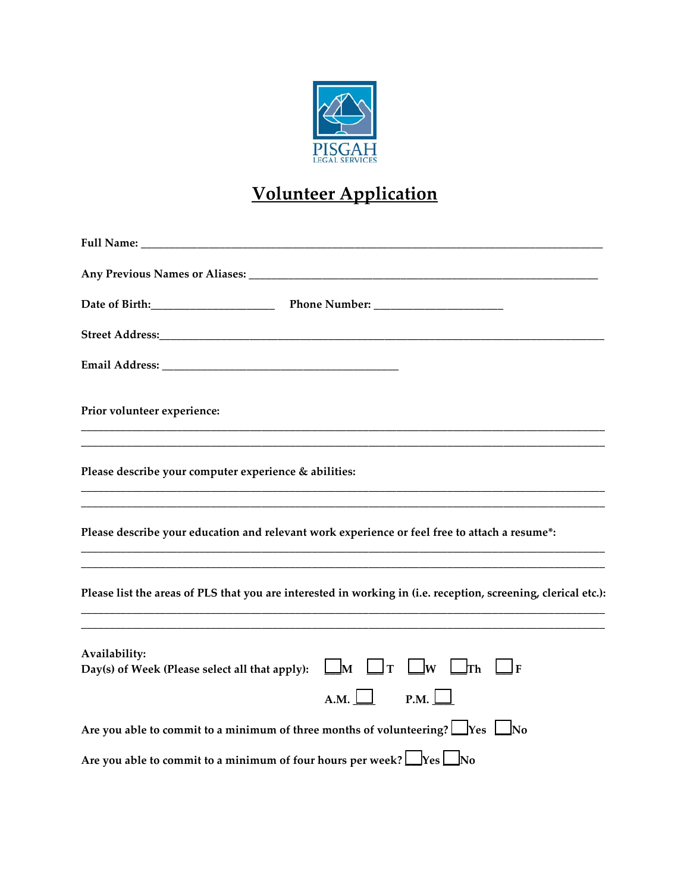PISGAH
LEGAL SERVICES

# Volunteer Application

**Full Name:** ______________________________________________________________________

**Any Previous Names or Aliases:** ___________________________________________________

**Date of Birth:**____________________ **Phone Number:** ____________________

**Street Address:**____________________________________________________________________

**Email Address:** ____________________________________

**Prior volunteer experience:**

_______________________________________________________________________________

_______________________________________________________________________________

**Please describe your computer experience & abilities:**

_______________________________________________________________________________

_______________________________________________________________________________

**Please describe your education and relevant work experience or feel free to attach a resume*:**

_______________________________________________________________________________

_______________________________________________________________________________

**Please list the areas of PLS that you are interested in working in (i.e. reception, screening, clerical etc.):**

_______________________________________________________________________________

_______________________________________________________________________________

**Availability:**
**Day(s) of Week (Please select all that apply):** ☐ **M** ☐ **T** ☐ **W** ☐ **Th** ☐ **F**

**A.M.** ☐ **P.M.** ☐

**Are you able to commit to a minimum of three months of volunteering?** ☐ **Yes** ☐ **No**

**Are you able to commit to a minimum of four hours per week?** ☐ **Yes** ☐ **No**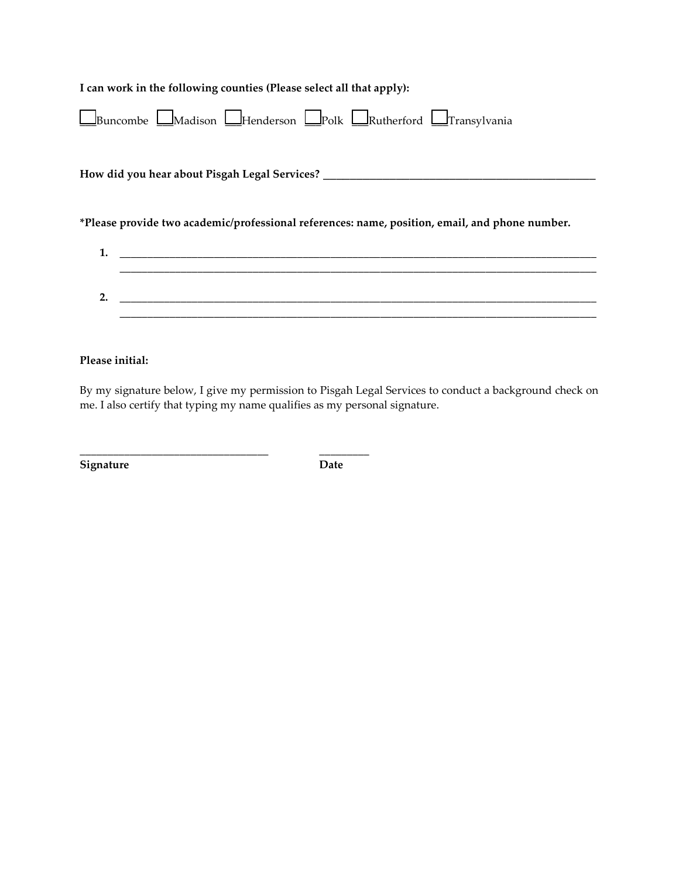**I can work in the following counties (Please select all that apply):**

☐ Buncombe ☐ Madison ☐ Henderson ☐ Polk ☐ Rutherford ☐ Transylvania

**How did you hear about Pisgah Legal Services?** ____________________________________________________

***Please provide two academic/professional references: name, position, email, and phone number.**

1. ______________________________________________________________________________________________
   ______________________________________________________________________________________________

2. ______________________________________________________________________________________________
   ______________________________________________________________________________________________

**Please initial:**

By my signature below, I give my permission to Pisgah Legal Services to conduct a background check on me. I also certify that typing my name qualifies as my personal signature.

___________________________________ __________

**Signature** **Date**